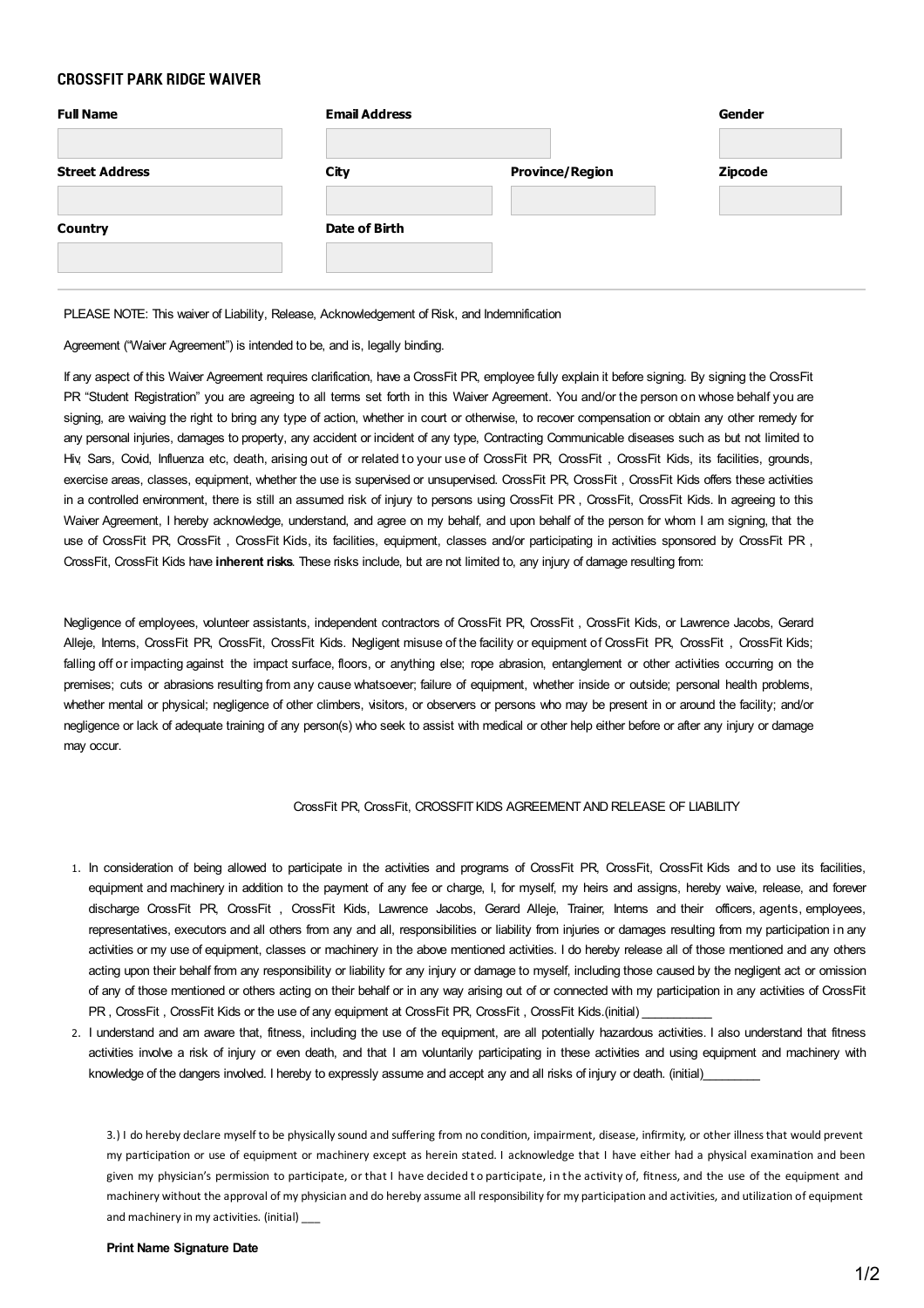## CROSSFIT PARK RIDGE WAIVER

| Full Name | Email Address | | Gender |
|---|---|---|---|
| | | | |
| **Street Address** | **City** | **Province/Region** | **Zipcode** |
| | | | |
| **Country** | **Date of Birth** | | |
| | | | |

PLEASE NOTE: This waiver of Liability, Release, Acknowledgement of Risk, and Indemnification

Agreement ("Waiver Agreement") is intended to be, and is, legally binding.

If any aspect of this Waiver Agreement requires clarification, have a CrossFit PR, employee fully explain it before signing. By signing the CrossFit PR "Student Registration" you are agreeing to all terms set forth in this Waiver Agreement. You and/or the person on whose behalf you are signing, are waiving the right to bring any type of action, whether in court or otherwise, to recover compensation or obtain any other remedy for any personal injuries, damages to property, any accident or incident of any type, Contracting Communicable diseases such as but not limited to Hiv, Sars, Covid, Influenza etc, death, arising out of or related to your use of CrossFit PR, CrossFit , CrossFit Kids, its facilities, grounds, exercise areas, classes, equipment, whether the use is supervised or unsupervised. CrossFit PR, CrossFit , CrossFit Kids offers these activities in a controlled environment, there is still an assumed risk of injury to persons using CrossFit PR , CrossFit, CrossFit Kids. In agreeing to this Waiver Agreement, I hereby acknowledge, understand, and agree on my behalf, and upon behalf of the person for whom I am signing, that the use of CrossFit PR, CrossFit , CrossFit Kids, its facilities, equipment, classes and/or participating in activities sponsored by CrossFit PR , CrossFit, CrossFit Kids have **inherent risks**. These risks include, but are not limited to, any injury of damage resulting from:

Negligence of employees, volunteer assistants, independent contractors of CrossFit PR, CrossFit , CrossFit Kids, or Lawrence Jacobs, Gerard Alleje, Interns, CrossFit PR, CrossFit, CrossFit Kids. Negligent misuse of the facility or equipment of CrossFit PR, CrossFit , CrossFit Kids; falling off or impacting against the impact surface, floors, or anything else; rope abrasion, entanglement or other activities occurring on the premises; cuts or abrasions resulting from any cause whatsoever; failure of equipment, whether inside or outside; personal health problems, whether mental or physical; negligence of other climbers, visitors, or observers or persons who may be present in or around the facility; and/or negligence or lack of adequate training of any person(s) who seek to assist with medical or other help either before or after any injury or damage may occur.

CrossFit PR, CrossFit, CROSSFIT KIDS AGREEMENT AND RELEASE OF LIABILITY

1. In consideration of being allowed to participate in the activities and programs of CrossFit PR, CrossFit, CrossFit Kids and to use its facilities, equipment and machinery in addition to the payment of any fee or charge, I, for myself, my heirs and assigns, hereby waive, release, and forever discharge CrossFit PR, CrossFit , CrossFit Kids, Lawrence Jacobs, Gerard Alleje, Trainer, Interns and their officers, agents, employees, representatives, executors and all others from any and all, responsibilities or liability from injuries or damages resulting from my participation in any activities or my use of equipment, classes or machinery in the above mentioned activities. I do hereby release all of those mentioned and any others acting upon their behalf from any responsibility or liability for any injury or damage to myself, including those caused by the negligent act or omission of any of those mentioned or others acting on their behalf or in any way arising out of or connected with my participation in any activities of CrossFit PR , CrossFit , CrossFit Kids or the use of any equipment at CrossFit PR, CrossFit , CrossFit Kids.(initial) ___________
2. I understand and am aware that, fitness, including the use of the equipment, are all potentially hazardous activities. I also understand that fitness activities involve a risk of injury or even death, and that I am voluntarily participating in these activities and using equipment and machinery with knowledge of the dangers involved. I hereby to expressly assume and accept any and all risks of injury or death. (initial)_________

3.) I do hereby declare myself to be physically sound and suffering from no condition, impairment, disease, infirmity, or other illness that would prevent my participation or use of equipment or machinery except as herein stated. I acknowledge that I have either had a physical examination and been given my physician's permission to participate, or that I have decided to participate, in the activity of, fitness, and the use of the equipment and machinery without the approval of my physician and do hereby assume all responsibility for my participation and activities, and utilization of equipment and machinery in my activities. (initial) ___

**Print Name Signature Date**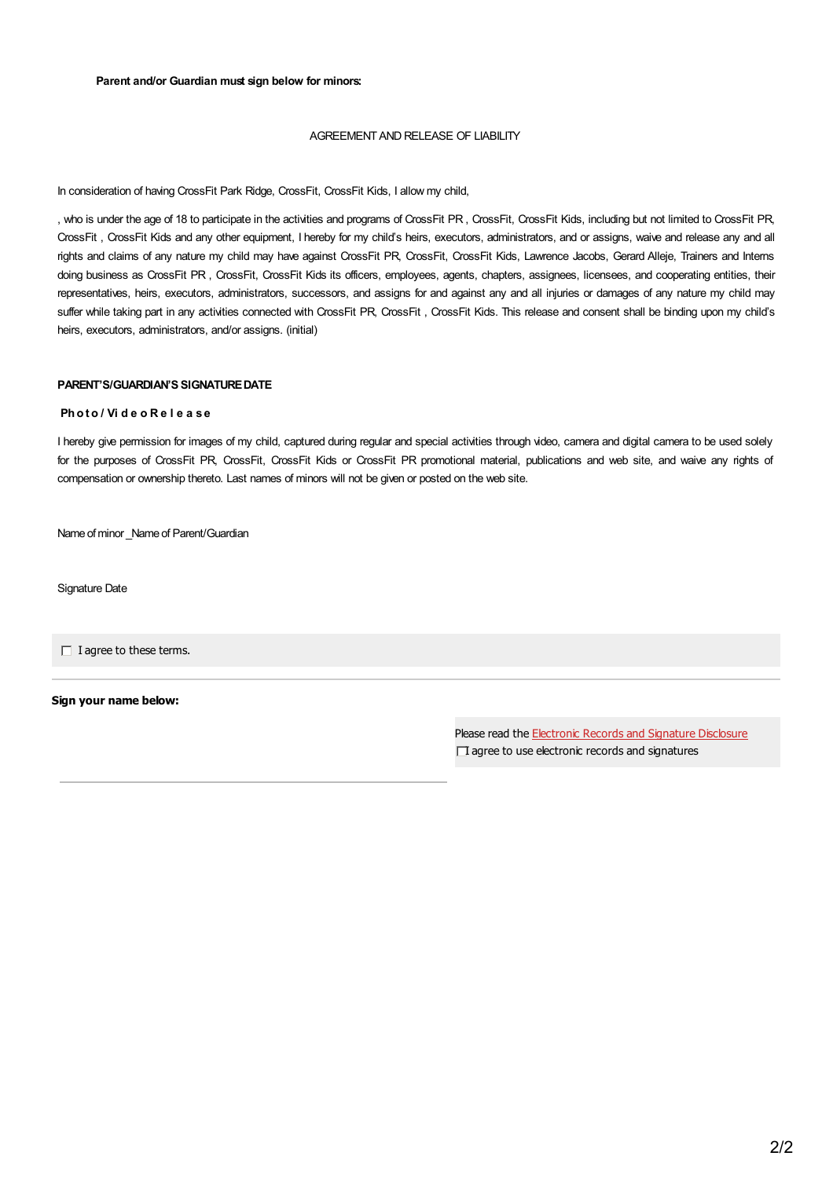**Parent and/or Guardian must sign below for minors:**

AGREEMENT AND RELEASE OF LIABILITY

In consideration of having CrossFit Park Ridge, CrossFit, CrossFit Kids, I allow my child,

, who is under the age of 18 to participate in the activities and programs of CrossFit PR , CrossFit, CrossFit Kids, including but not limited to CrossFit PR, CrossFit , CrossFit Kids and any other equipment, I hereby for my child's heirs, executors, administrators, and or assigns, waive and release any and all rights and claims of any nature my child may have against CrossFit PR, CrossFit, CrossFit Kids, Lawrence Jacobs, Gerard Alleje, Trainers and Interns doing business as CrossFit PR , CrossFit, CrossFit Kids its officers, employees, agents, chapters, assignees, licensees, and cooperating entities, their representatives, heirs, executors, administrators, successors, and assigns for and against any and all injuries or damages of any nature my child may suffer while taking part in any activities connected with CrossFit PR, CrossFit , CrossFit Kids. This release and consent shall be binding upon my child's heirs, executors, administrators, and/or assigns. (initial)

**PARENT'S/GUARDIAN'S SIGNATURE DATE**

**Photo / Video Release**

I hereby give permission for images of my child, captured during regular and special activities through video, camera and digital camera to be used solely for the purposes of CrossFit PR, CrossFit, CrossFit Kids or CrossFit PR promotional material, publications and web site, and waive any rights of compensation or ownership thereto. Last names of minors will not be given or posted on the web site.

Name of minor _Name of Parent/Guardian

Signature Date

☐ I agree to these terms.

**Sign your name below:**

Please read the Electronic Records and Signature Disclosure

☐ I agree to use electronic records and signatures